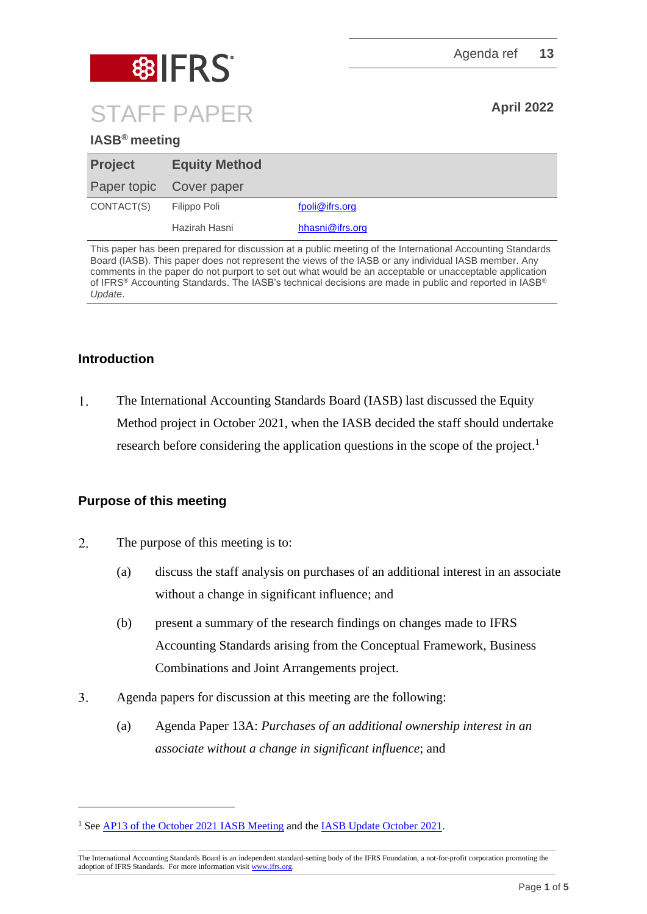Agenda ref 13

# STAFF PAPER

April 2022

**IASB® meeting**

| **Project** | **Equity Method** | |
|---|---|---|
| Paper topic | Cover paper | |
| CONTACT(S) | Filippo Poli | fpoli@ifrs.org |
| | Hazirah Hasni | hhasni@ifrs.org |

This paper has been prepared for discussion at a public meeting of the International Accounting Standards Board (IASB). This paper does not represent the views of the IASB or any individual IASB member. Any comments in the paper do not purport to set out what would be an acceptable or unacceptable application of IFRS® Accounting Standards. The IASB's technical decisions are made in public and reported in IASB® *Update*.

## Introduction

1. The International Accounting Standards Board (IASB) last discussed the Equity Method project in October 2021, when the IASB decided the staff should undertake research before considering the application questions in the scope of the project.[1]

## Purpose of this meeting

2. The purpose of this meeting is to:
   (a) discuss the staff analysis on purchases of an additional interest in an associate without a change in significant influence; and
   (b) present a summary of the research findings on changes made to IFRS Accounting Standards arising from the Conceptual Framework, Business Combinations and Joint Arrangements project.

3. Agenda papers for discussion at this meeting are the following:
   (a) Agenda Paper 13A: *Purchases of an additional ownership interest in an associate without a change in significant influence*; and

---

[1] See AP13 of the October 2021 IASB Meeting and the IASB Update October 2021.

The International Accounting Standards Board is an independent standard-setting body of the IFRS Foundation, a not-for-profit corporation promoting the adoption of IFRS Standards. For more information visit www.ifrs.org.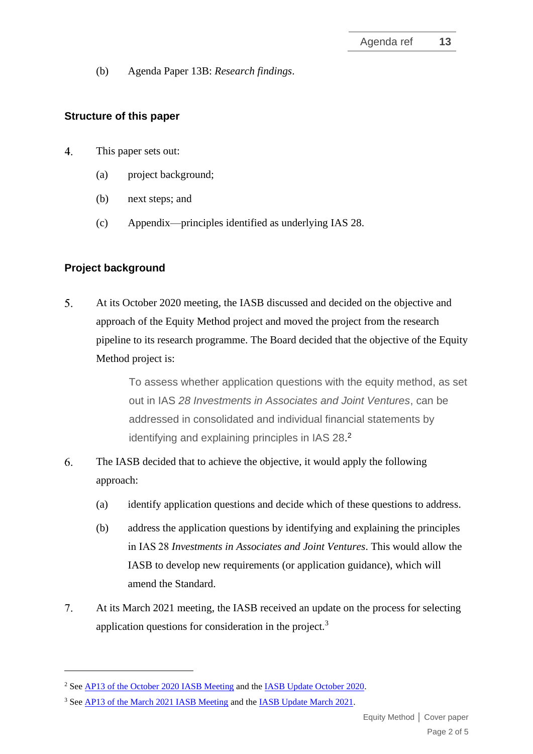(b) Agenda Paper 13B: *Research findings*.

## Structure of this paper

4. This paper sets out:

   (a) project background;

   (b) next steps; and

   (c) Appendix—principles identified as underlying IAS 28.

## Project background

5. At its October 2020 meeting, the IASB discussed and decided on the objective and approach of the Equity Method project and moved the project from the research pipeline to its research programme. The Board decided that the objective of the Equity Method project is:

   > To assess whether application questions with the equity method, as set out in IAS *28 Investments in Associates and Joint Ventures*, can be addressed in consolidated and individual financial statements by identifying and explaining principles in IAS 28.[2]

6. The IASB decided that to achieve the objective, it would apply the following approach:

   (a) identify application questions and decide which of these questions to address.

   (b) address the application questions by identifying and explaining the principles in IAS 28 *Investments in Associates and Joint Ventures*. This would allow the IASB to develop new requirements (or application guidance), which will amend the Standard.

7. At its March 2021 meeting, the IASB received an update on the process for selecting application questions for consideration in the project.[3]

---

[2] See AP13 of the October 2020 IASB Meeting and the IASB Update October 2020.

[3] See AP13 of the March 2021 IASB Meeting and the IASB Update March 2021.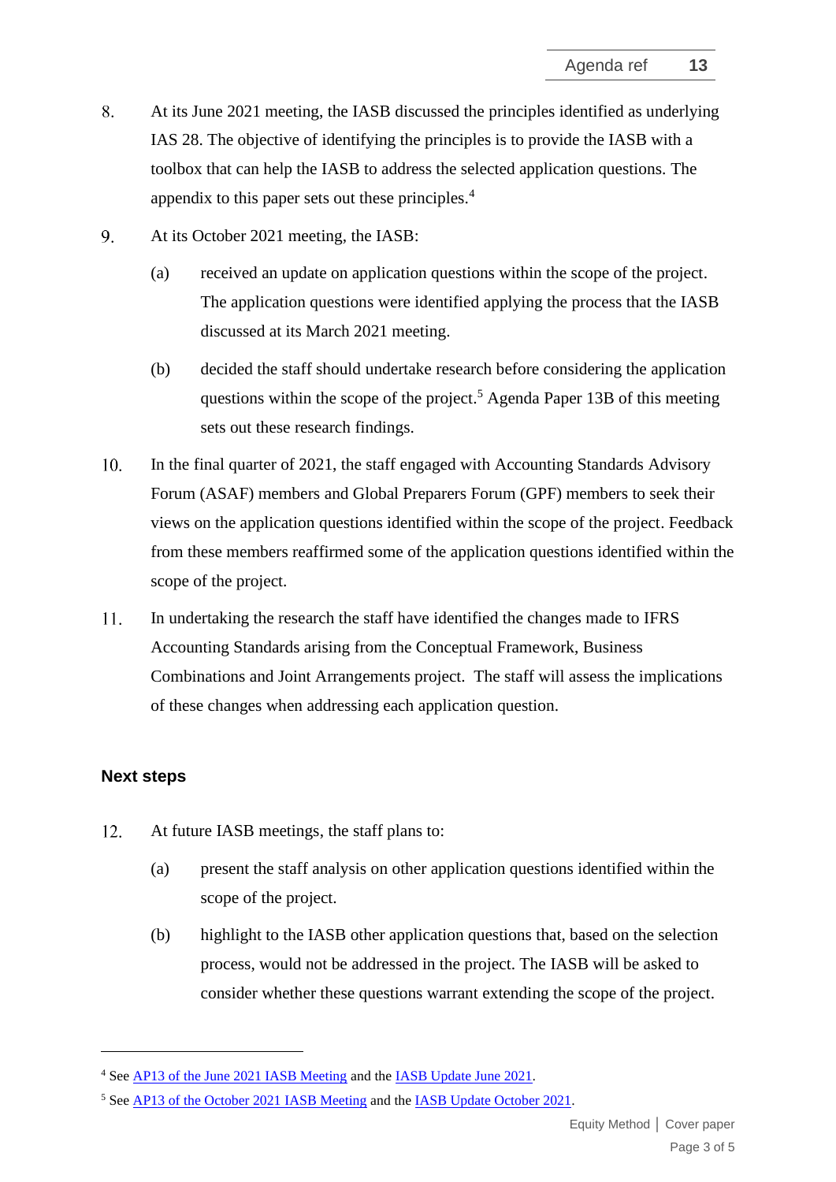8. At its June 2021 meeting, the IASB discussed the principles identified as underlying IAS 28. The objective of identifying the principles is to provide the IASB with a toolbox that can help the IASB to address the selected application questions. The appendix to this paper sets out these principles.[4]

9. At its October 2021 meeting, the IASB:

   (a) received an update on application questions within the scope of the project. The application questions were identified applying the process that the IASB discussed at its March 2021 meeting.

   (b) decided the staff should undertake research before considering the application questions within the scope of the project.[5] Agenda Paper 13B of this meeting sets out these research findings.

10. In the final quarter of 2021, the staff engaged with Accounting Standards Advisory Forum (ASAF) members and Global Preparers Forum (GPF) members to seek their views on the application questions identified within the scope of the project. Feedback from these members reaffirmed some of the application questions identified within the scope of the project.

11. In undertaking the research the staff have identified the changes made to IFRS Accounting Standards arising from the Conceptual Framework, Business Combinations and Joint Arrangements project. The staff will assess the implications of these changes when addressing each application question.

## Next steps

12. At future IASB meetings, the staff plans to:

   (a) present the staff analysis on other application questions identified within the scope of the project.

   (b) highlight to the IASB other application questions that, based on the selection process, would not be addressed in the project. The IASB will be asked to consider whether these questions warrant extending the scope of the project.

---

[4] See AP13 of the June 2021 IASB Meeting and the IASB Update June 2021.

[5] See AP13 of the October 2021 IASB Meeting and the IASB Update October 2021.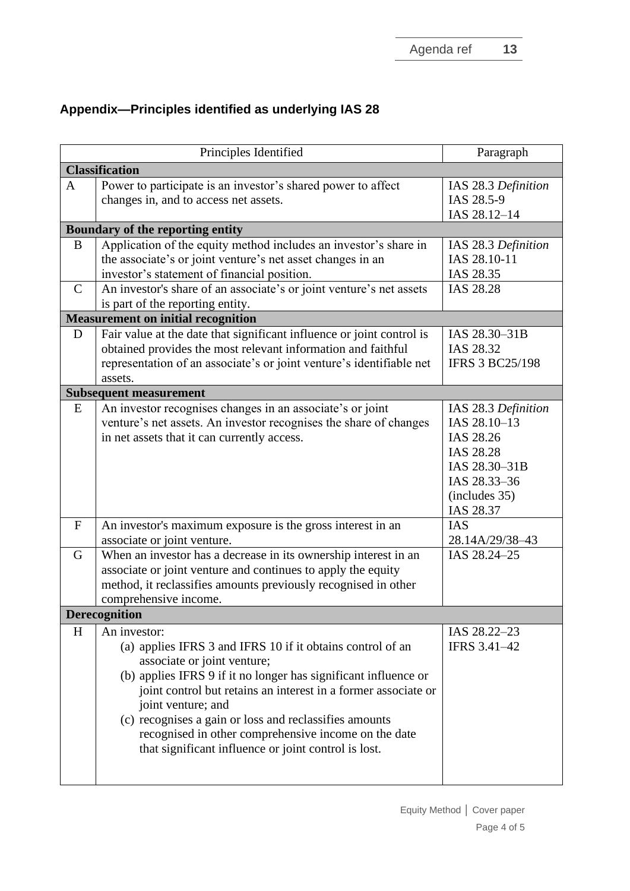## Appendix—Principles identified as underlying IAS 28

| | Principles Identified | Paragraph |
|---|---|---|
| **Classification** | | |
| A | Power to participate is an investor's shared power to affect changes in, and to access net assets. | IAS 28.3 *Definition*<br>IAS 28.5-9<br>IAS 28.12–14 |
| **Boundary of the reporting entity** | | |
| B | Application of the equity method includes an investor's share in the associate's or joint venture's net asset changes in an investor's statement of financial position. | IAS 28.3 *Definition*<br>IAS 28.10-11<br>IAS 28.35 |
| C | An investor's share of an associate's or joint venture's net assets is part of the reporting entity. | IAS 28.28 |
| **Measurement on initial recognition** | | |
| D | Fair value at the date that significant influence or joint control is obtained provides the most relevant information and faithful representation of an associate's or joint venture's identifiable net assets. | IAS 28.30–31B<br>IAS 28.32<br>IFRS 3 BC25/198 |
| **Subsequent measurement** | | |
| E | An investor recognises changes in an associate's or joint venture's net assets. An investor recognises the share of changes in net assets that it can currently access. | IAS 28.3 *Definition*<br>IAS 28.10–13<br>IAS 28.26<br>IAS 28.28<br>IAS 28.30–31B<br>IAS 28.33–36 (includes 35)<br>IAS 28.37 |
| F | An investor's maximum exposure is the gross interest in an associate or joint venture. | IAS 28.14A/29/38–43 |
| G | When an investor has a decrease in its ownership interest in an associate or joint venture and continues to apply the equity method, it reclassifies amounts previously recognised in other comprehensive income. | IAS 28.24–25 |
| **Derecognition** | | |
| H | An investor:<br>(a) applies IFRS 3 and IFRS 10 if it obtains control of an associate or joint venture;<br>(b) applies IFRS 9 if it no longer has significant influence or joint control but retains an interest in a former associate or joint venture; and<br>(c) recognises a gain or loss and reclassifies amounts recognised in other comprehensive income on the date that significant influence or joint control is lost. | IAS 28.22–23<br>IFRS 3.41–42 |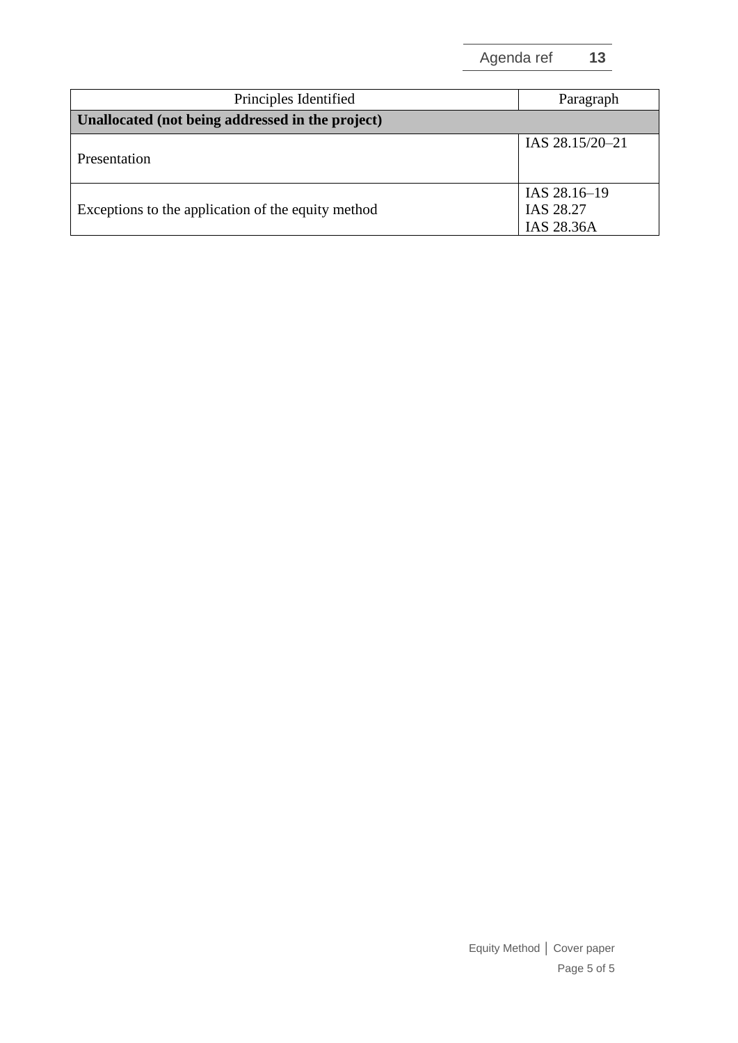| Principles Identified | Paragraph |
| --- | --- |
| **Unallocated (not being addressed in the project)** | |
| Presentation | IAS 28.15/20–21 |
| Exceptions to the application of the equity method | IAS 28.16–19<br>IAS 28.27<br>IAS 28.36A |